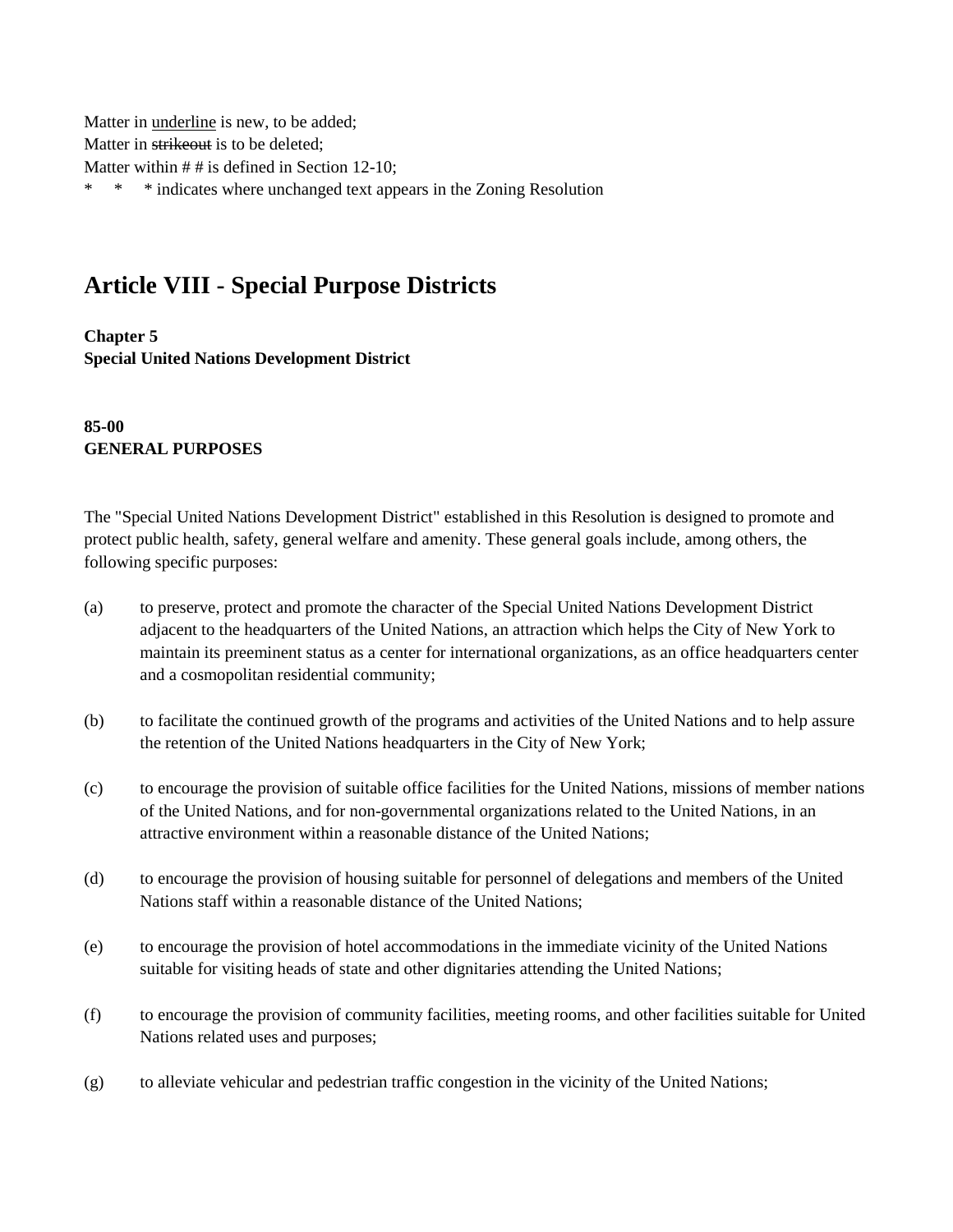Matter in <u>underline</u> is new, to be added;
Matter in ~~strikeout~~ is to be deleted;
Matter within # # is defined in Section 12-10;
\* \* \* indicates where unchanged text appears in the Zoning Resolution

# Article VIII - Special Purpose Districts

**Chapter 5**
**Special United Nations Development District**

**85-00**
**GENERAL PURPOSES**

The "Special United Nations Development District" established in this Resolution is designed to promote and protect public health, safety, general welfare and amenity. These general goals include, among others, the following specific purposes:

(a) to preserve, protect and promote the character of the Special United Nations Development District adjacent to the headquarters of the United Nations, an attraction which helps the City of New York to maintain its preeminent status as a center for international organizations, as an office headquarters center and a cosmopolitan residential community;

(b) to facilitate the continued growth of the programs and activities of the United Nations and to help assure the retention of the United Nations headquarters in the City of New York;

(c) to encourage the provision of suitable office facilities for the United Nations, missions of member nations of the United Nations, and for non-governmental organizations related to the United Nations, in an attractive environment within a reasonable distance of the United Nations;

(d) to encourage the provision of housing suitable for personnel of delegations and members of the United Nations staff within a reasonable distance of the United Nations;

(e) to encourage the provision of hotel accommodations in the immediate vicinity of the United Nations suitable for visiting heads of state and other dignitaries attending the United Nations;

(f) to encourage the provision of community facilities, meeting rooms, and other facilities suitable for United Nations related uses and purposes;

(g) to alleviate vehicular and pedestrian traffic congestion in the vicinity of the United Nations;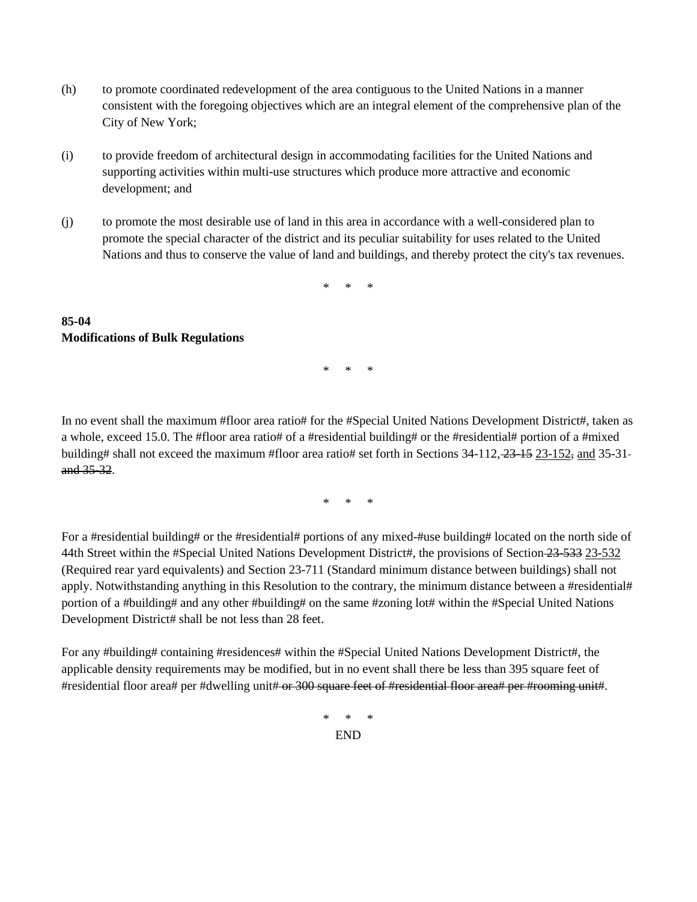(h) to promote coordinated redevelopment of the area contiguous to the United Nations in a manner consistent with the foregoing objectives which are an integral element of the comprehensive plan of the City of New York;

(i) to provide freedom of architectural design in accommodating facilities for the United Nations and supporting activities within multi-use structures which produce more attractive and economic development; and

(j) to promote the most desirable use of land in this area in accordance with a well-considered plan to promote the special character of the district and its peculiar suitability for uses related to the United Nations and thus to conserve the value of land and buildings, and thereby protect the city's tax revenues.

\* \* \*

**85-04**
**Modifications of Bulk Regulations**

\* \* \*

In no event shall the maximum #floor area ratio# for the #Special United Nations Development District#, taken as a whole, exceed 15.0. The #floor area ratio# of a #residential building# or the #residential# portion of a #mixed building# shall not exceed the maximum #floor area ratio# set forth in Sections 34-112~~, 23-15~~ <u>23-152</u>~~,~~ <u>and</u> 35-31~~ and 35-32~~.

\* \* \*

For a #residential building# or the #residential# portions of any mixed-#use building# located on the north side of 44th Street within the #Special United Nations Development District#, the provisions of Section~~ 23-533~~ <u>23-532</u> (Required rear yard equivalents) and Section 23-711 (Standard minimum distance between buildings) shall not apply. Notwithstanding anything in this Resolution to the contrary, the minimum distance between a #residential# portion of a #building# and any other #building# on the same #zoning lot# within the #Special United Nations Development District# shall be not less than 28 feet.

For any #building# containing #residences# within the #Special United Nations Development District#, the applicable density requirements may be modified, but in no event shall there be less than 395 square feet of #residential floor area# per #dwelling unit#~~ or 300 square feet of #residential floor area# per #rooming unit#~~.

\* \* \*

END